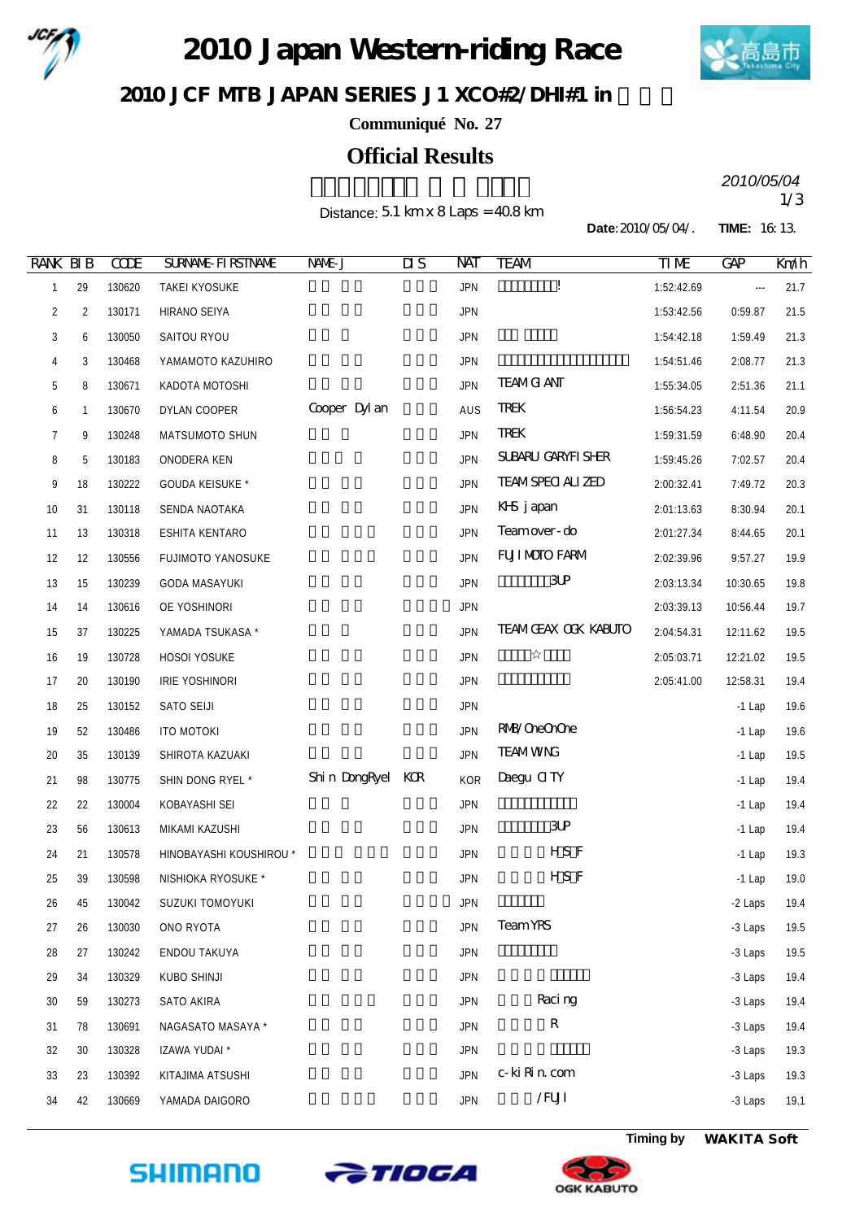# 2010 Japan Western-riding Race

## 2010 JCF MTB JAPAN SERIES J1 XCO#2/DHI#1 in

**Communiqué No. 27**

## Official Results

*2010/05/04*

Distance: 5.1 km x 8 Laps = 40.8 km

**Date**: 2010/05/04/. **TIME**: 16:13.

| RANK | BIB | CODE | SURNAME-FIRSTNAME | NAME-J | DIS | NAT | TEAM | TIME | GAP | Km/h |
|---|---|---|---|---|---|---|---|---|---|---|
| 1 | 29 | 130620 | TAKEI KYOSUKE | | | JPN | ! | 1:52:42.69 | --- | 21.7 |
| 2 | 2 | 130171 | HIRANO SEIYA | | | JPN | | 1:53:42.56 | 0:59.87 | 21.5 |
| 3 | 6 | 130050 | SAITOU RYOU | | | JPN | | 1:54:42.18 | 1:59.49 | 21.3 |
| 4 | 3 | 130468 | YAMAMOTO KAZUHIRO | | | JPN | | 1:54:51.46 | 2:08.77 | 21.3 |
| 5 | 8 | 130671 | KADOTA MOTOSHI | | | JPN | TEAM GIANT | 1:55:34.05 | 2:51.36 | 21.1 |
| 6 | 1 | 130670 | DYLAN COOPER | Cooper Dylan | | AUS | TREK | 1:56:54.23 | 4:11.54 | 20.9 |
| 7 | 9 | 130248 | MATSUMOTO SHUN | | | JPN | TREK | 1:59:31.59 | 6:48.90 | 20.4 |
| 8 | 5 | 130183 | ONODERA KEN | | | JPN | SUBARU GARYFISHER | 1:59:45.26 | 7:02.57 | 20.4 |
| 9 | 18 | 130222 | GOUDA KEISUKE * | | | JPN | TEAM SPECIALIZED | 2:00:32.41 | 7:49.72 | 20.3 |
| 10 | 31 | 130118 | SENDA NAOTAKA | | | JPN | KHS japan | 2:01:13.63 | 8:30.94 | 20.1 |
| 11 | 13 | 130318 | ESHITA KENTARO | | | JPN | Team over-do | 2:01:27.34 | 8:44.65 | 20.1 |
| 12 | 12 | 130556 | FUJIMOTO YANOSUKE | | | JPN | FUJIMOTO FARM | 2:02:39.96 | 9:57.27 | 19.9 |
| 13 | 15 | 130239 | GODA MASAYUKI | | | JPN | 3UP | 2:03:13.34 | 10:30.65 | 19.8 |
| 14 | 14 | 130616 | OE YOSHINORI | | | JPN | | 2:03:39.13 | 10:56.44 | 19.7 |
| 15 | 37 | 130225 | YAMADA TSUKASA * | | | JPN | TEAM GEAX OGK KABUTO | 2:04:54.31 | 12:11.62 | 19.5 |
| 16 | 19 | 130728 | HOSOI YOSUKE | | | JPN | ☆ | 2:05:03.71 | 12:21.02 | 19.5 |
| 17 | 20 | 130190 | IRIE YOSHINORI | | | JPN | | 2:05:41.00 | 12:58.31 | 19.4 |
| 18 | 25 | 130152 | SATO SEIJI | | | JPN | | | -1 Lap | 19.6 |
| 19 | 52 | 130486 | ITO MOTOKI | | | JPN | RMB/OneOnOne | | -1 Lap | 19.6 |
| 20 | 35 | 130139 | SHIROTA KAZUAKI | | | JPN | TEAM WING | | -1 Lap | 19.5 |
| 21 | 98 | 130775 | SHIN DONG RYEL * | Shin DongRyel | KOR | KOR | Daegu CITY | | -1 Lap | 19.4 |
| 22 | 22 | 130004 | KOBAYASHI SEI | | | JPN | | | -1 Lap | 19.4 |
| 23 | 56 | 130613 | MIKAMI KAZUSHI | | | JPN | 3UP | | -1 Lap | 19.4 |
| 24 | 21 | 130578 | HINOBAYASHI KOUSHIROU * | | | JPN | H S F | | -1 Lap | 19.3 |
| 25 | 39 | 130598 | NISHIOKA RYOSUKE * | | | JPN | H S F | | -1 Lap | 19.0 |
| 26 | 45 | 130042 | SUZUKI TOMOYUKI | | | JPN | | | -2 Laps | 19.4 |
| 27 | 26 | 130030 | ONO RYOTA | | | JPN | Team YRS | | -3 Laps | 19.5 |
| 28 | 27 | 130242 | ENDOU TAKUYA | | | JPN | | | -3 Laps | 19.5 |
| 29 | 34 | 130329 | KUBO SHINJI | | | JPN | | | -3 Laps | 19.4 |
| 30 | 59 | 130273 | SATO AKIRA | | | JPN | Racing | | -3 Laps | 19.4 |
| 31 | 78 | 130691 | NAGASATO MASAYA * | | | JPN | R | | -3 Laps | 19.4 |
| 32 | 30 | 130328 | IZAWA YUDAI * | | | JPN | | | -3 Laps | 19.3 |
| 33 | 23 | 130392 | KITAJIMA ATSUSHI | | | JPN | c-kiRin.com | | -3 Laps | 19.3 |
| 34 | 42 | 130669 | YAMADA DAIGORO | | | JPN | /FUJI | | -3 Laps | 19.1 |

**Timing by WAKITA Soft**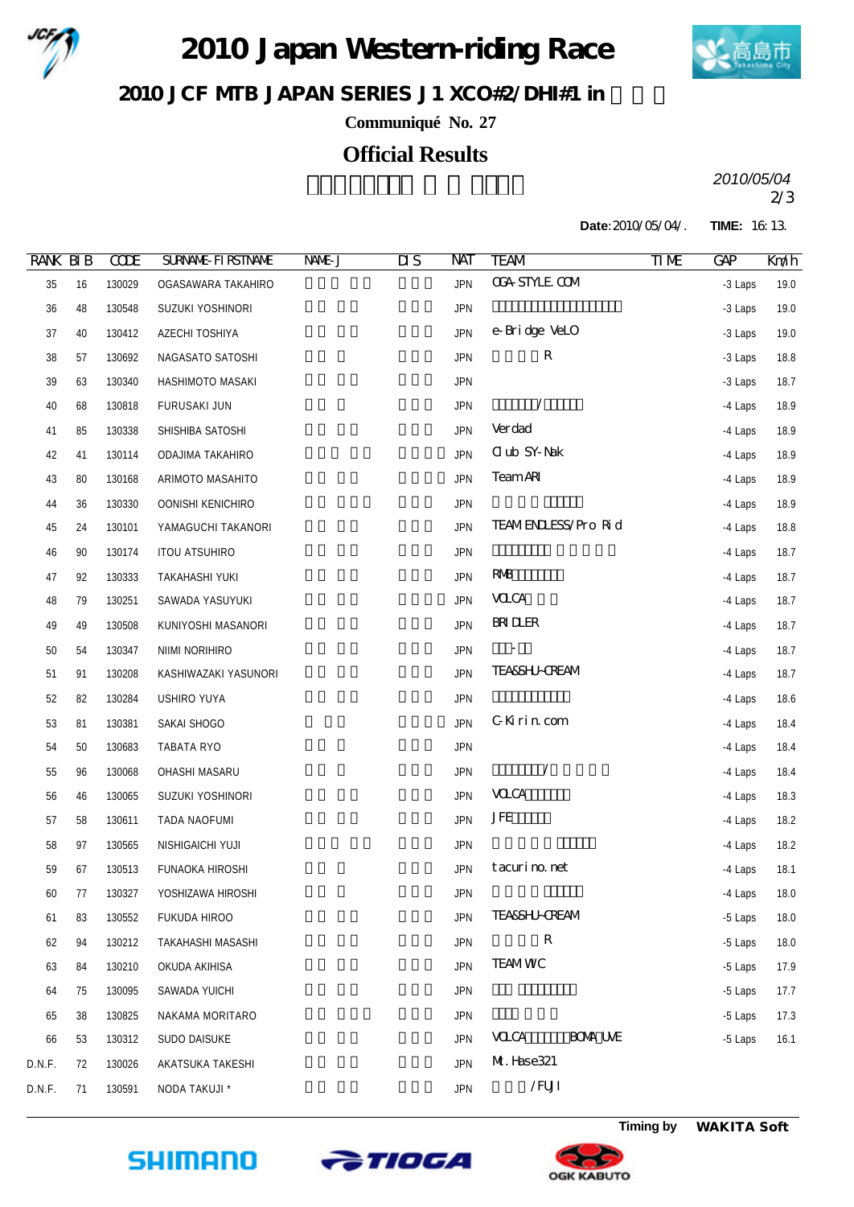# 2010 Japan Western-riding Race

## 2010 JCF MTB JAPAN SERIES J1 XCO#2/DHI#1 in

**Communiqué No. 27**

## Official Results

*2010/05/04*

**Date**:2010/05/04/. **TIME:** 16:13.

| RANK | BIB | CODE | SURNAME-FIRSTNAME | NAME-J | DIS | NAT | TEAM | TIME | GAP | Km/h |
|---|---|---|---|---|---|---|---|---|---|---|
| 35 | 16 | 130029 | OGASAWARA TAKAHIRO | | | JPN | OGA-STYLE.COM | | -3 Laps | 19.0 |
| 36 | 48 | 130548 | SUZUKI YOSHINORI | | | JPN | | | -3 Laps | 19.0 |
| 37 | 40 | 130412 | AZECHI TOSHIYA | | | JPN | e-Bridge VeLO | | -3 Laps | 19.0 |
| 38 | 57 | 130692 | NAGASATO SATOSHI | | | JPN | R | | -3 Laps | 18.8 |
| 39 | 63 | 130340 | HASHIMOTO MASAKI | | | JPN | | | -3 Laps | 18.7 |
| 40 | 68 | 130818 | FURUSAKI JUN | | | JPN | / | | -4 Laps | 18.9 |
| 41 | 85 | 130338 | SHISHIBA SATOSHI | | | JPN | Verdad | | -4 Laps | 18.9 |
| 42 | 41 | 130114 | ODAJIMA TAKAHIRO | | | JPN | Club SY-Nak | | -4 Laps | 18.9 |
| 43 | 80 | 130168 | ARIMOTO MASAHITO | | | JPN | Team ARI | | -4 Laps | 18.9 |
| 44 | 36 | 130330 | OONISHI KENICHIRO | | | JPN | | | -4 Laps | 18.9 |
| 45 | 24 | 130101 | YAMAGUCHI TAKANORI | | | JPN | TEAM ENDLESS/Pro Rid | | -4 Laps | 18.8 |
| 46 | 90 | 130174 | ITOU ATSUHIRO | | | JPN | | | -4 Laps | 18.7 |
| 47 | 92 | 130333 | TAKAHASHI YUKI | | | JPN | RMB | | -4 Laps | 18.7 |
| 48 | 79 | 130251 | SAWADA YASUYUKI | | | JPN | VOLCA | | -4 Laps | 18.7 |
| 49 | 49 | 130508 | KUNIYOSHI MASANORI | | | JPN | BRIDLER | | -4 Laps | 18.7 |
| 50 | 54 | 130347 | NIIMI NORIHIRO | | | JPN | - | | -4 Laps | 18.7 |
| 51 | 91 | 130208 | KASHIWAZAKI YASUNORI | | | JPN | TEASSHU-CREAM | | -4 Laps | 18.7 |
| 52 | 82 | 130284 | USHIRO YUYA | | | JPN | | | -4 Laps | 18.6 |
| 53 | 81 | 130381 | SAKAI SHOGO | | | JPN | C-Kirin.com | | -4 Laps | 18.4 |
| 54 | 50 | 130683 | TABATA RYO | | | JPN | | | -4 Laps | 18.4 |
| 55 | 96 | 130068 | OHASHI MASARU | | | JPN | / | | -4 Laps | 18.4 |
| 56 | 46 | 130065 | SUZUKI YOSHINORI | | | JPN | VOLCA | | -4 Laps | 18.3 |
| 57 | 58 | 130611 | TADA NAOFUMI | | | JPN | JFE | | -4 Laps | 18.2 |
| 58 | 97 | 130565 | NISHIGAICHI YUJI | | | JPN | | | -4 Laps | 18.2 |
| 59 | 67 | 130513 | FUNAOKA HIROSHI | | | JPN | tacurino.net | | -4 Laps | 18.1 |
| 60 | 77 | 130327 | YOSHIZAWA HIROSHI | | | JPN | | | -4 Laps | 18.0 |
| 61 | 83 | 130552 | FUKUDA HIROO | | | JPN | TEASSHU-CREAM | | -5 Laps | 18.0 |
| 62 | 94 | 130212 | TAKAHASHI MASASHI | | | JPN | R | | -5 Laps | 18.0 |
| 63 | 84 | 130210 | OKUDA AKIHISA | | | JPN | TEAM WC | | -5 Laps | 17.9 |
| 64 | 75 | 130095 | SAWADA YUICHI | | | JPN | | | -5 Laps | 17.7 |
| 65 | 38 | 130825 | NAKAMA MORITARO | | | JPN | | | -5 Laps | 17.3 |
| 66 | 53 | 130312 | SUDO DAISUKE | | | JPN | VOLCA BOMA UVE | | -5 Laps | 16.1 |
| D.N.F. | 72 | 130026 | AKATSUKA TAKESHI | | | JPN | Mt.Hase321 | | | |
| D.N.F. | 71 | 130591 | NODA TAKUJI * | | | JPN | /FUJI | | | |

**Timing by WAKITA Soft**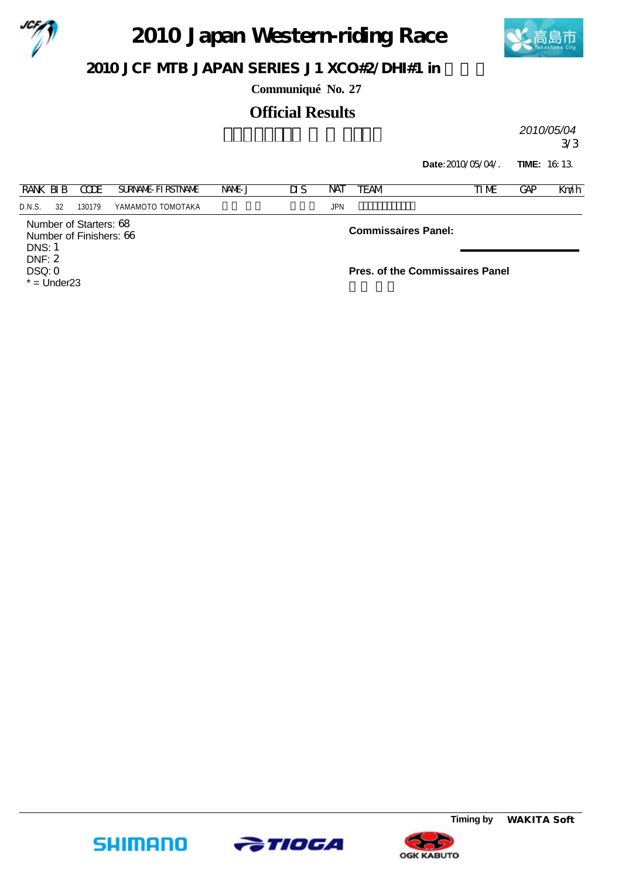# 2010 Japan Western-riding Race

## 2010 JCF MTB JAPAN SERIES J1 XCO#2/DHI#1 in

**Communiqué No. 27**

## Official Results

*2010/05/04*

**Date**:2010/05/04/. **TIME:** 16:13.

| RANK | BIB | CODE | SURNAME-FIRSTNAME | NAME-J | DIS | NAT | TEAM | TIME | GAP | Km/h |
|---|---|---|---|---|---|---|---|---|---|---|
| D.N.S. | 32 | 130179 | YAMAMOTO TOMOTAKA | | | JPN | | | | |

Number of Starters: 68
Number of Finishers: 66
DNS: 1
DNF: 2
DSQ: 0
* = Under23

**Commissaires Panel:**

**Pres. of the Commissaires Panel**

Timing by **WAKITA Soft**